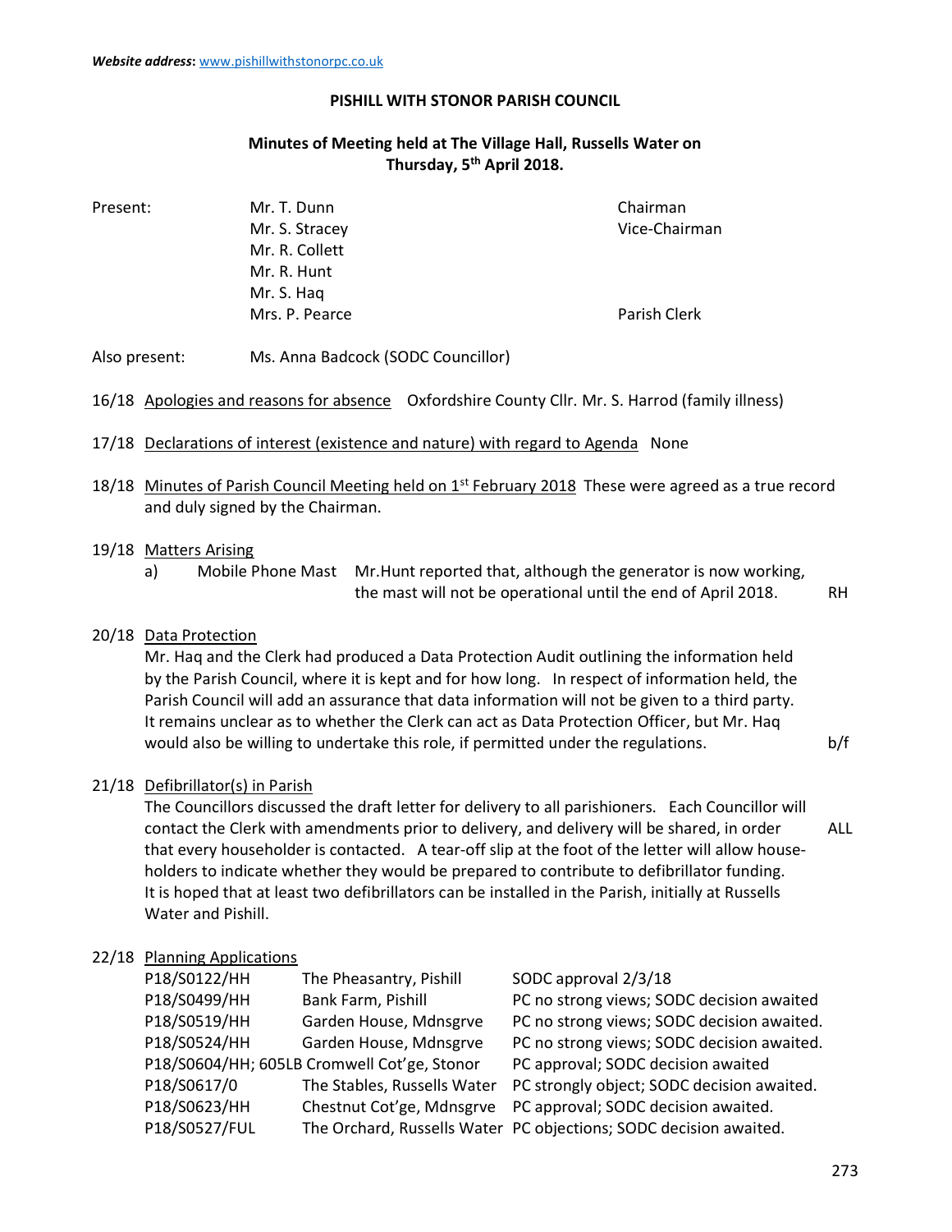***Website address*:** www.pishillwithstonorpc.co.uk

## PISHILL WITH STONOR PARISH COUNCIL

### Minutes of Meeting held at The Village Hall, Russells Water on Thursday, 5th April 2018.

| | | |
|---|---|---|
| Present: | Mr. T. Dunn | Chairman |
| | Mr. S. Stracey | Vice-Chairman |
| | Mr. R. Collett | |
| | Mr. R. Hunt | |
| | Mr. S. Haq | |
| | Mrs. P. Pearce | Parish Clerk |

Also present: Ms. Anna Badcock (SODC Councillor)

16/18 Apologies and reasons for absence Oxfordshire County Cllr. Mr. S. Harrod (family illness)

17/18 Declarations of interest (existence and nature) with regard to Agenda None

18/18 Minutes of Parish Council Meeting held on 1st February 2018 These were agreed as a true record and duly signed by the Chairman.

19/18 Matters Arising

a) Mobile Phone Mast Mr.Hunt reported that, although the generator is now working, the mast will not be operational until the end of April 2018. RH

20/18 Data Protection

Mr. Haq and the Clerk had produced a Data Protection Audit outlining the information held by the Parish Council, where it is kept and for how long. In respect of information held, the Parish Council will add an assurance that data information will not be given to a third party. It remains unclear as to whether the Clerk can act as Data Protection Officer, but Mr. Haq would also be willing to undertake this role, if permitted under the regulations. b/f

21/18 Defibrillator(s) in Parish

The Councillors discussed the draft letter for delivery to all parishioners. Each Councillor will contact the Clerk with amendments prior to delivery, and delivery will be shared, in order that every householder is contacted. A tear-off slip at the foot of the letter will allow householders to indicate whether they would be prepared to contribute to defibrillator funding. It is hoped that at least two defibrillators can be installed in the Parish, initially at Russells Water and Pishill. ALL

22/18 Planning Applications

| | | |
|---|---|---|
| P18/S0122/HH | The Pheasantry, Pishill | SODC approval 2/3/18 |
| P18/S0499/HH | Bank Farm, Pishill | PC no strong views; SODC decision awaited |
| P18/S0519/HH | Garden House, Mdnsgrve | PC no strong views; SODC decision awaited. |
| P18/S0524/HH | Garden House, Mdnsgrve | PC no strong views; SODC decision awaited. |
| P18/S0604/HH; 605LB | Cromwell Cot'ge, Stonor | PC approval; SODC decision awaited |
| P18/S0617/0 | The Stables, Russells Water | PC strongly object; SODC decision awaited. |
| P18/S0623/HH | Chestnut Cot'ge, Mdnsgrve | PC approval; SODC decision awaited. |
| P18/S0527/FUL | The Orchard, Russells Water | PC objections; SODC decision awaited. |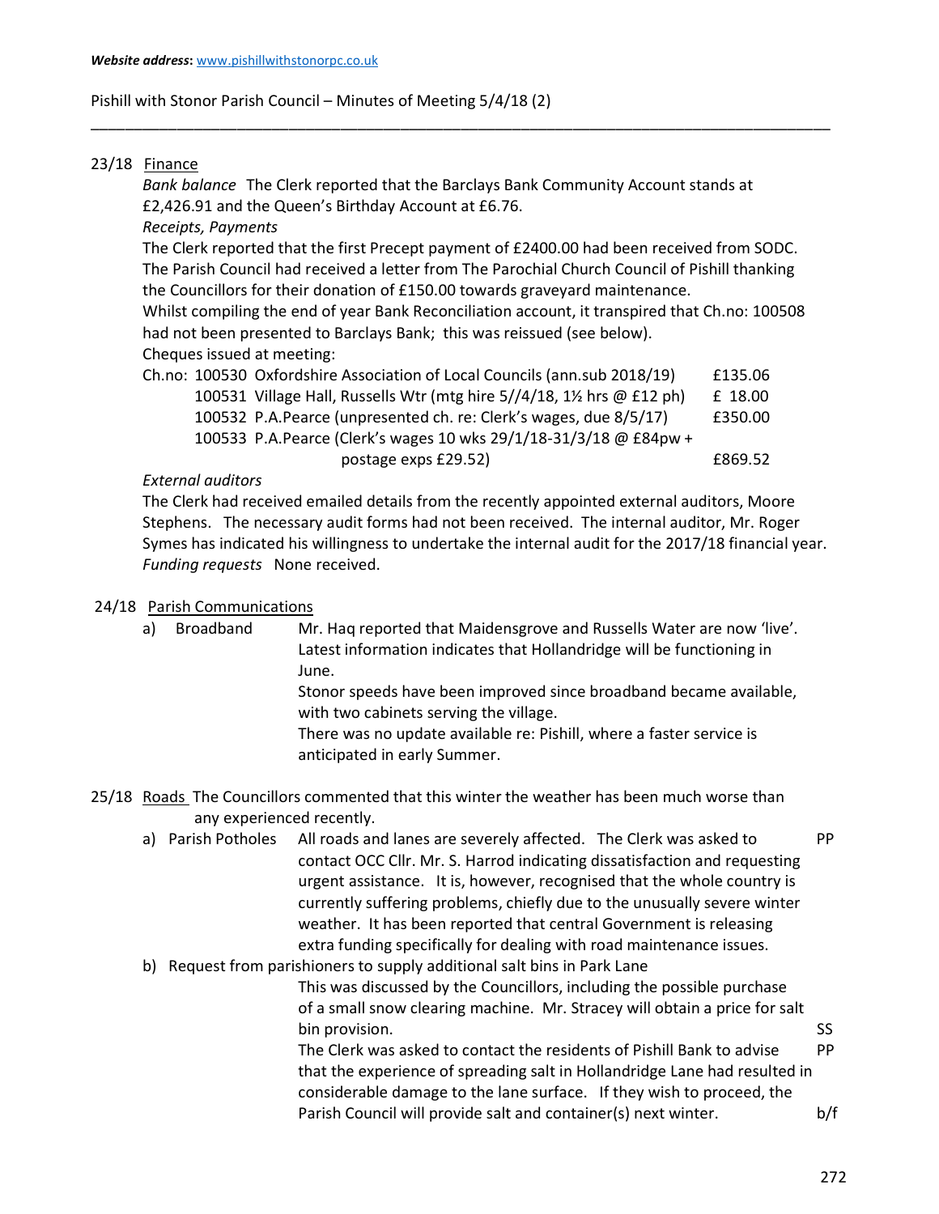**Website address:** www.pishillwithstonorpc.co.uk

Pishill with Stonor Parish Council – Minutes of Meeting 5/4/18 (2)

---

23/18 Finance

*Bank balance* The Clerk reported that the Barclays Bank Community Account stands at £2,426.91 and the Queen's Birthday Account at £6.76.

*Receipts, Payments*

The Clerk reported that the first Precept payment of £2400.00 had been received from SODC. The Parish Council had received a letter from The Parochial Church Council of Pishill thanking the Councillors for their donation of £150.00 towards graveyard maintenance.

Whilst compiling the end of year Bank Reconciliation account, it transpired that Ch.no: 100508 had not been presented to Barclays Bank; this was reissued (see below).

Cheques issued at meeting:

| | | |
|---|---|---|
| Ch.no: 100530 | Oxfordshire Association of Local Councils (ann.sub 2018/19) | £135.06 |
| 100531 | Village Hall, Russells Wtr (mtg hire 5//4/18, 1½ hrs @ £12 ph) | £ 18.00 |
| 100532 | P.A.Pearce (unpresented ch. re: Clerk's wages, due 8/5/17) | £350.00 |
| 100533 | P.A.Pearce (Clerk's wages 10 wks 29/1/18-31/3/18 @ £84pw + postage exps £29.52) | £869.52 |

*External auditors*

The Clerk had received emailed details from the recently appointed external auditors, Moore Stephens. The necessary audit forms had not been received. The internal auditor, Mr. Roger Symes has indicated his willingness to undertake the internal audit for the 2017/18 financial year.

*Funding requests* None received.

24/18 Parish Communications

a) Broadband — Mr. Haq reported that Maidensgrove and Russells Water are now 'live'. Latest information indicates that Hollandridge will be functioning in June.

Stonor speeds have been improved since broadband became available, with two cabinets serving the village.

There was no update available re: Pishill, where a faster service is anticipated in early Summer.

25/18 Roads The Councillors commented that this winter the weather has been much worse than any experienced recently.

a) Parish Potholes — All roads and lanes are severely affected. The Clerk was asked to contact OCC Cllr. Mr. S. Harrod indicating dissatisfaction and requesting urgent assistance. It is, however, recognised that the whole country is currently suffering problems, chiefly due to the unusually severe winter weather. It has been reported that central Government is releasing extra funding specifically for dealing with road maintenance issues. **PP**

b) Request from parishioners to supply additional salt bins in Park Lane

This was discussed by the Councillors, including the possible purchase of a small snow clearing machine. Mr. Stracey will obtain a price for salt bin provision. **SS**

The Clerk was asked to contact the residents of Pishill Bank to advise that the experience of spreading salt in Hollandridge Lane had resulted in considerable damage to the lane surface. If they wish to proceed, the Parish Council will provide salt and container(s) next winter. **PP** **b/f**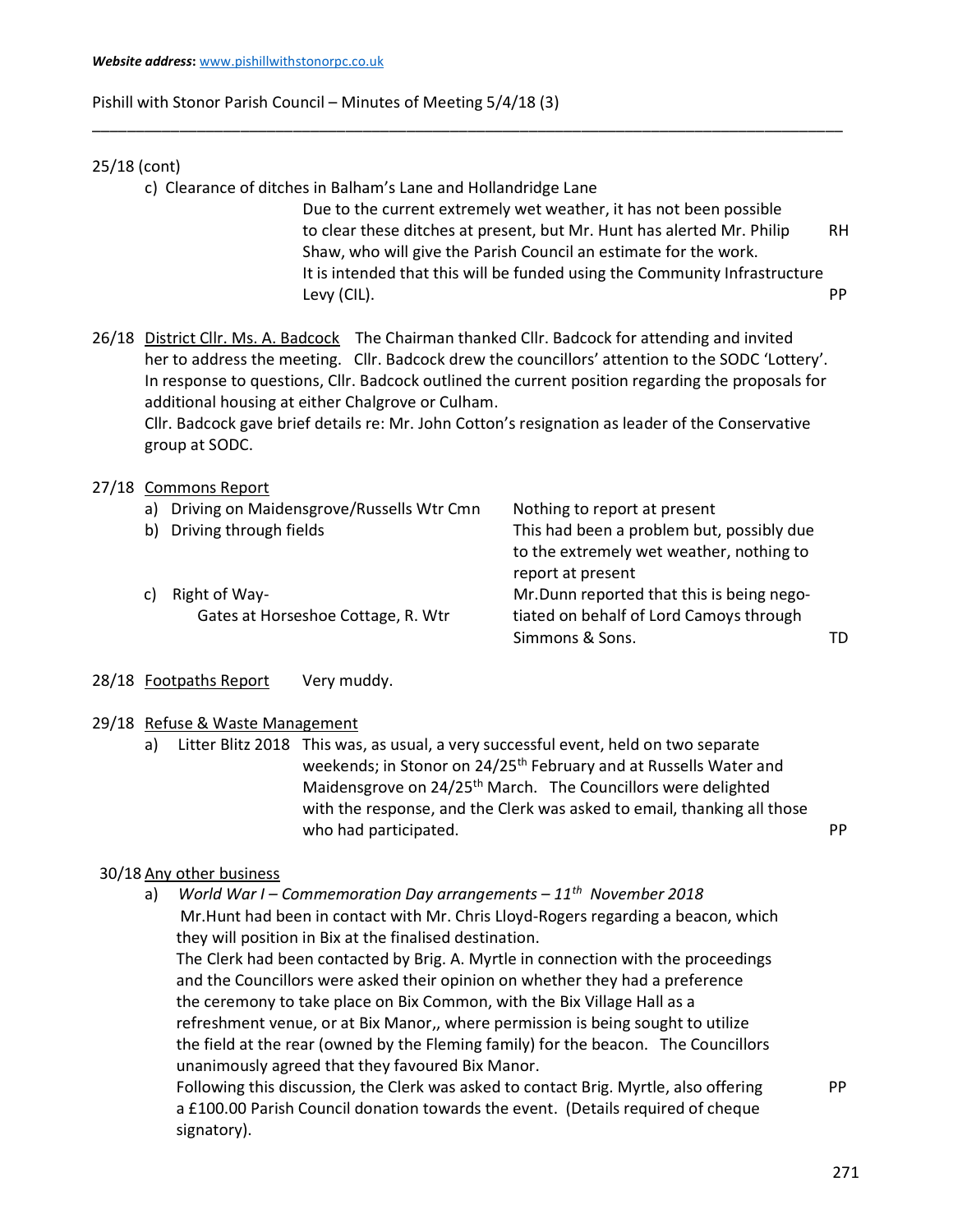**Website address:** www.pishillwithstonorpc.co.uk

Pishill with Stonor Parish Council – Minutes of Meeting 5/4/18 (3)

---

25/18 (cont)

c) Clearance of ditches in Balham's Lane and Hollandridge Lane

Due to the current extremely wet weather, it has not been possible to clear these ditches at present, but Mr. Hunt has alerted Mr. Philip Shaw, who will give the Parish Council an estimate for the work. **RH**

It is intended that this will be funded using the Community Infrastructure Levy (CIL). **PP**

26/18 District Cllr. Ms. A. Badcock The Chairman thanked Cllr. Badcock for attending and invited her to address the meeting. Cllr. Badcock drew the councillors' attention to the SODC 'Lottery'. In response to questions, Cllr. Badcock outlined the current position regarding the proposals for additional housing at either Chalgrove or Culham.

Cllr. Badcock gave brief details re: Mr. John Cotton's resignation as leader of the Conservative group at SODC.

27/18 Commons Report

| | | |
|---|---|---|
| a) Driving on Maidensgrove/Russells Wtr Cmn | Nothing to report at present | |
| b) Driving through fields | This had been a problem but, possibly due to the extremely wet weather, nothing to report at present | |
| c) Right of Way- Gates at Horseshoe Cottage, R. Wtr | Mr.Dunn reported that this is being negotiated on behalf of Lord Camoys through Simmons & Sons. | TD |

28/18 Footpaths Report Very muddy.

29/18 Refuse & Waste Management

a) Litter Blitz 2018 This was, as usual, a very successful event, held on two separate weekends; in Stonor on 24/25th February and at Russells Water and Maidensgrove on 24/25th March. The Councillors were delighted with the response, and the Clerk was asked to email, thanking all those who had participated. **PP**

30/18 Any other business

a) *World War I – Commemoration Day arrangements – 11th November 2018*

Mr.Hunt had been in contact with Mr. Chris Lloyd-Rogers regarding a beacon, which they will position in Bix at the finalised destination.

The Clerk had been contacted by Brig. A. Myrtle in connection with the proceedings and the Councillors were asked their opinion on whether they had a preference the ceremony to take place on Bix Common, with the Bix Village Hall as a refreshment venue, or at Bix Manor,, where permission is being sought to utilize the field at the rear (owned by the Fleming family) for the beacon. The Councillors unanimously agreed that they favoured Bix Manor.

Following this discussion, the Clerk was asked to contact Brig. Myrtle, also offering a £100.00 Parish Council donation towards the event. (Details required of cheque signatory). **PP**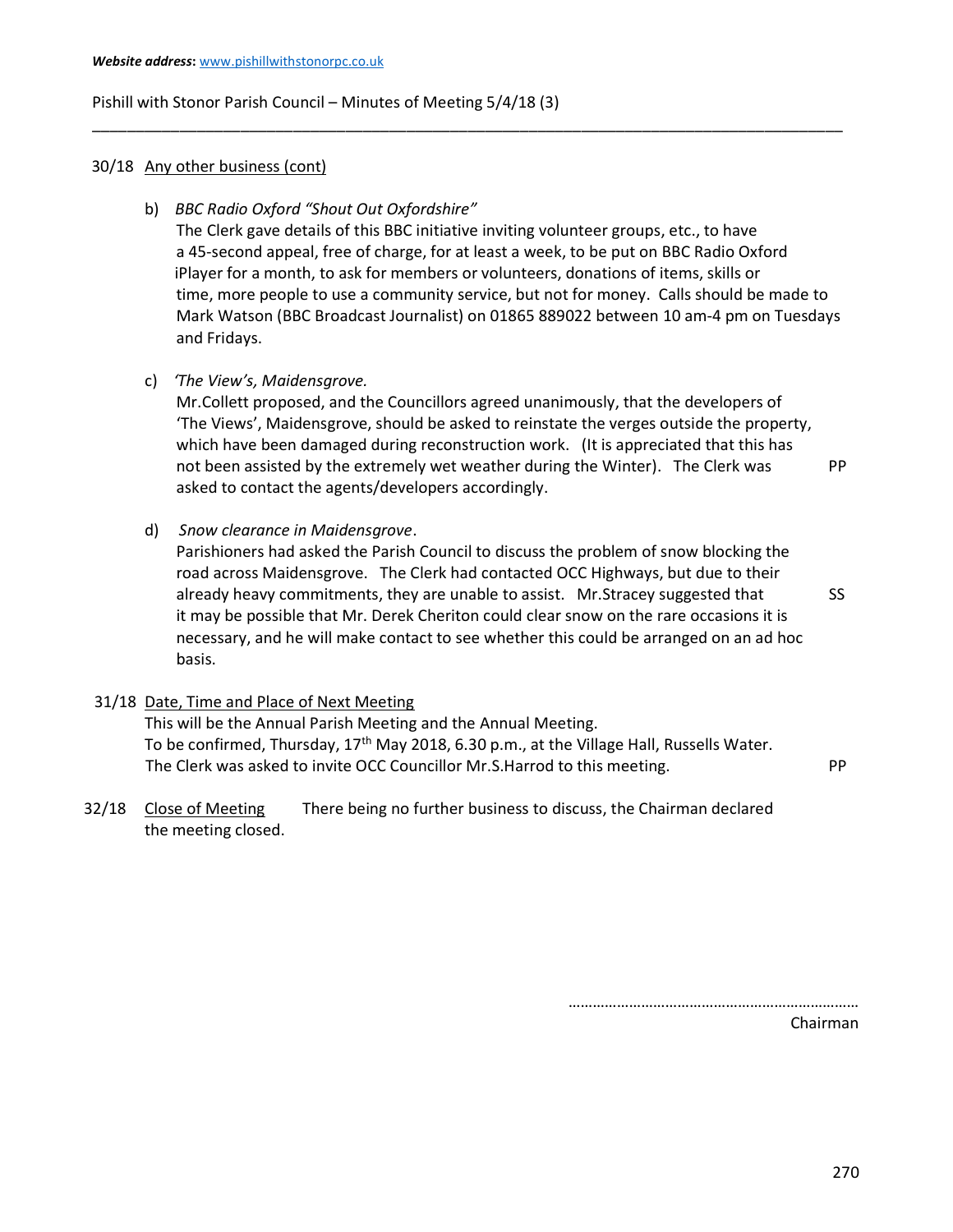Website address: www.pishillwithstonorpc.co.uk

Pishill with Stonor Parish Council – Minutes of Meeting 5/4/18 (3)

---

30/18 Any other business (cont)

b) *BBC Radio Oxford "Shout Out Oxfordshire"*
The Clerk gave details of this BBC initiative inviting volunteer groups, etc., to have a 45-second appeal, free of charge, for at least a week, to be put on BBC Radio Oxford iPlayer for a month, to ask for members or volunteers, donations of items, skills or time, more people to use a community service, but not for money. Calls should be made to Mark Watson (BBC Broadcast Journalist) on 01865 889022 between 10 am-4 pm on Tuesdays and Fridays.

c) *'The View's, Maidensgrove.*
Mr.Collett proposed, and the Councillors agreed unanimously, that the developers of 'The Views', Maidensgrove, should be asked to reinstate the verges outside the property, which have been damaged during reconstruction work. (It is appreciated that this has not been assisted by the extremely wet weather during the Winter). The Clerk was asked to contact the agents/developers accordingly. **PP**

d) *Snow clearance in Maidensgrove*.
Parishioners had asked the Parish Council to discuss the problem of snow blocking the road across Maidensgrove. The Clerk had contacted OCC Highways, but due to their already heavy commitments, they are unable to assist. Mr.Stracey suggested that it may be possible that Mr. Derek Cheriton could clear snow on the rare occasions it is necessary, and he will make contact to see whether this could be arranged on an ad hoc basis. **SS**

31/18 Date, Time and Place of Next Meeting
This will be the Annual Parish Meeting and the Annual Meeting.
To be confirmed, Thursday, 17th May 2018, 6.30 p.m., at the Village Hall, Russells Water.
The Clerk was asked to invite OCC Councillor Mr.S.Harrod to this meeting. **PP**

32/18 Close of Meeting There being no further business to discuss, the Chairman declared the meeting closed.

………………………………………………………………
Chairman